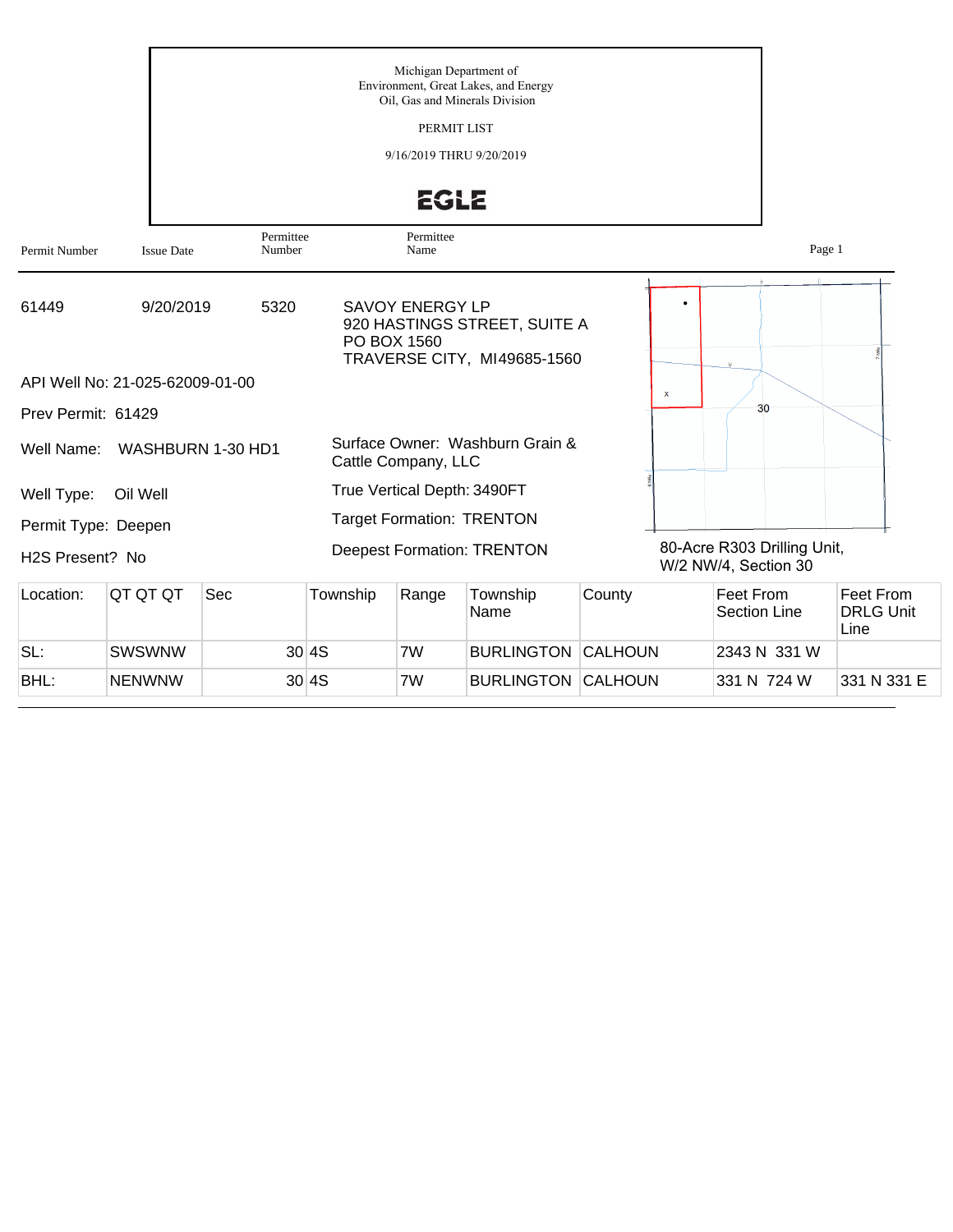Michigan Department of
Environment, Great Lakes, and Energy
Oil, Gas and Minerals Division

PERMIT LIST

9/16/2019 THRU 9/20/2019

EGLE

| Permit Number | Issue Date | Permittee Number | Permittee Name |
|---|---|---|---|
| 61449 | 9/20/2019 | 5320 | SAVOY ENERGY LP<br>920 HASTINGS STREET, SUITE A<br>PO BOX 1560<br>TRAVERSE CITY, MI49685-1560 |

API Well No: 21-025-62009-01-00

Prev Permit: 61429

Well Name: WASHBURN 1-30 HD1

Well Type: Oil Well

Permit Type: Deepen

H2S Present? No

Surface Owner: Washburn Grain & Cattle Company, LLC

True Vertical Depth: 3490FT

Target Formation: TRENTON

Deepest Formation: TRENTON

80-Acre R303 Drilling Unit, W/2 NW/4, Section 30

| Location: | QT QT QT | Sec | Township | Range | Township Name | County | Feet From Section Line | Feet From DRLG Unit Line |
|---|---|---|---|---|---|---|---|---|
| SL: | SWSWNW | 30 | 4S | 7W | BURLINGTON | CALHOUN | 2343 N 331 W | |
| BHL: | NENWNW | 30 | 4S | 7W | BURLINGTON | CALHOUN | 331 N 724 W | 331 N 331 E |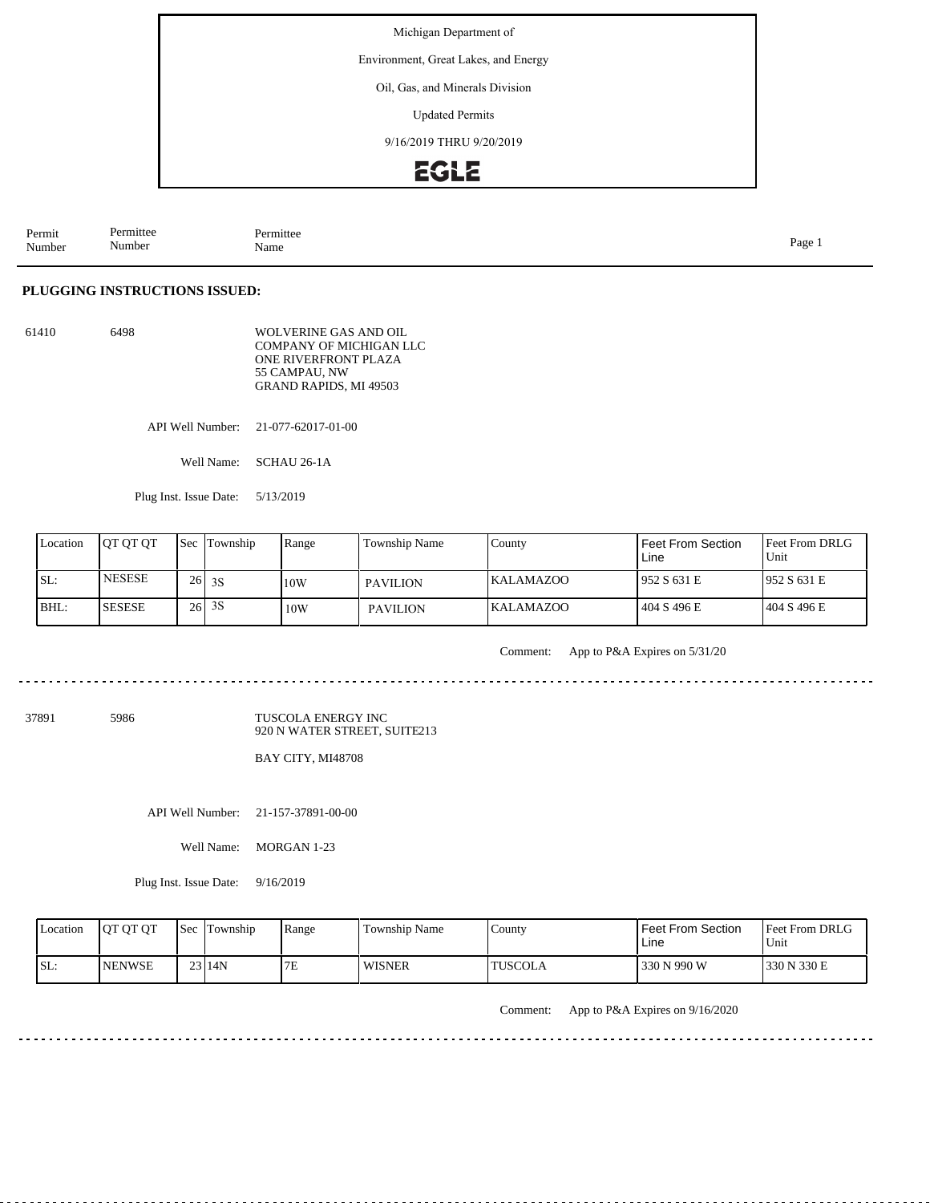Michigan Department of

Environment, Great Lakes, and Energy

Oil, Gas, and Minerals Division

Updated Permits

9/16/2019 THRU 9/20/2019

EGLE

| Permit Number | Permittee Number | Permittee Name |
|---|---|---|

## PLUGGING INSTRUCTIONS ISSUED:

61410 6498 WOLVERINE GAS AND OIL COMPANY OF MICHIGAN LLC
ONE RIVERFRONT PLAZA
55 CAMPAU, NW
GRAND RAPIDS, MI 49503

API Well Number: 21-077-62017-01-00

Well Name: SCHAU 26-1A

Plug Inst. Issue Date: 5/13/2019

| Location | QT QT QT | Sec | Township | Range | Township Name | County | Feet From Section Line | Feet From DRLG Unit |
|---|---|---|---|---|---|---|---|---|
| SL: | NESESE | 26 | 3S | 10W | PAVILION | KALAMAZOO | 952 S 631 E | 952 S 631 E |
| BHL: | SESESE | 26 | 3S | 10W | PAVILION | KALAMAZOO | 404 S 496 E | 404 S 496 E |

Comment: App to P&A Expires on 5/31/20

---

37891 5986 TUSCOLA ENERGY INC
920 N WATER STREET, SUITE213

BAY CITY, MI48708

API Well Number: 21-157-37891-00-00

Well Name: MORGAN 1-23

Plug Inst. Issue Date: 9/16/2019

| Location | QT QT QT | Sec | Township | Range | Township Name | County | Feet From Section Line | Feet From DRLG Unit |
|---|---|---|---|---|---|---|---|---|
| SL: | NENWSE | 23 | 14N | 7E | WISNER | TUSCOLA | 330 N 990 W | 330 N 330 E |

Comment: App to P&A Expires on 9/16/2020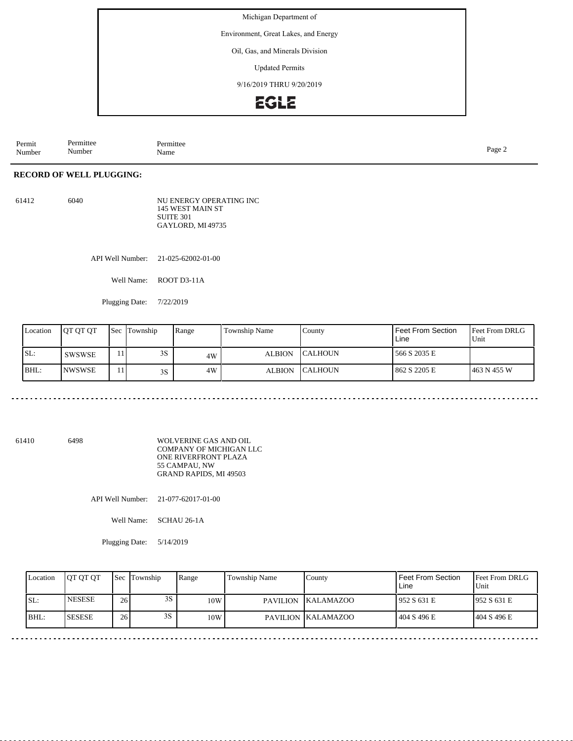Michigan Department of

Environment, Great Lakes, and Energy

Oil, Gas, and Minerals Division

Updated Permits

9/16/2019 THRU 9/20/2019

| Permit Number | Permittee Number | Permittee Name |
|---|---|---|

**RECORD OF WELL PLUGGING:**

61412 6040 NU ENERGY OPERATING INC
145 WEST MAIN ST
SUITE 301
GAYLORD, MI 49735

API Well Number: 21-025-62002-01-00

Well Name: ROOT D3-11A

Plugging Date: 7/22/2019

| Location | QT QT QT | Sec | Township | Range | Township Name | County | Feet From Section Line | Feet From DRLG Unit |
|---|---|---|---|---|---|---|---|---|
| SL: | SWSWSE | 11 | 3S | 4W | ALBION | CALHOUN | 566 S 2035 E | |
| BHL: | NWSWSE | 11 | 3S | 4W | ALBION | CALHOUN | 862 S 2205 E | 463 N 455 W |

---

61410 6498 WOLVERINE GAS AND OIL
COMPANY OF MICHIGAN LLC
ONE RIVERFRONT PLAZA
55 CAMPAU, NW
GRAND RAPIDS, MI 49503

API Well Number: 21-077-62017-01-00

Well Name: SCHAU 26-1A

Plugging Date: 5/14/2019

| Location | QT QT QT | Sec | Township | Range | Township Name | County | Feet From Section Line | Feet From DRLG Unit |
|---|---|---|---|---|---|---|---|---|
| SL: | NESESE | 26 | 3S | 10W | PAVILION | KALAMAZOO | 952 S 631 E | 952 S 631 E |
| BHL: | SESESE | 26 | 3S | 10W | PAVILION | KALAMAZOO | 404 S 496 E | 404 S 496 E |

---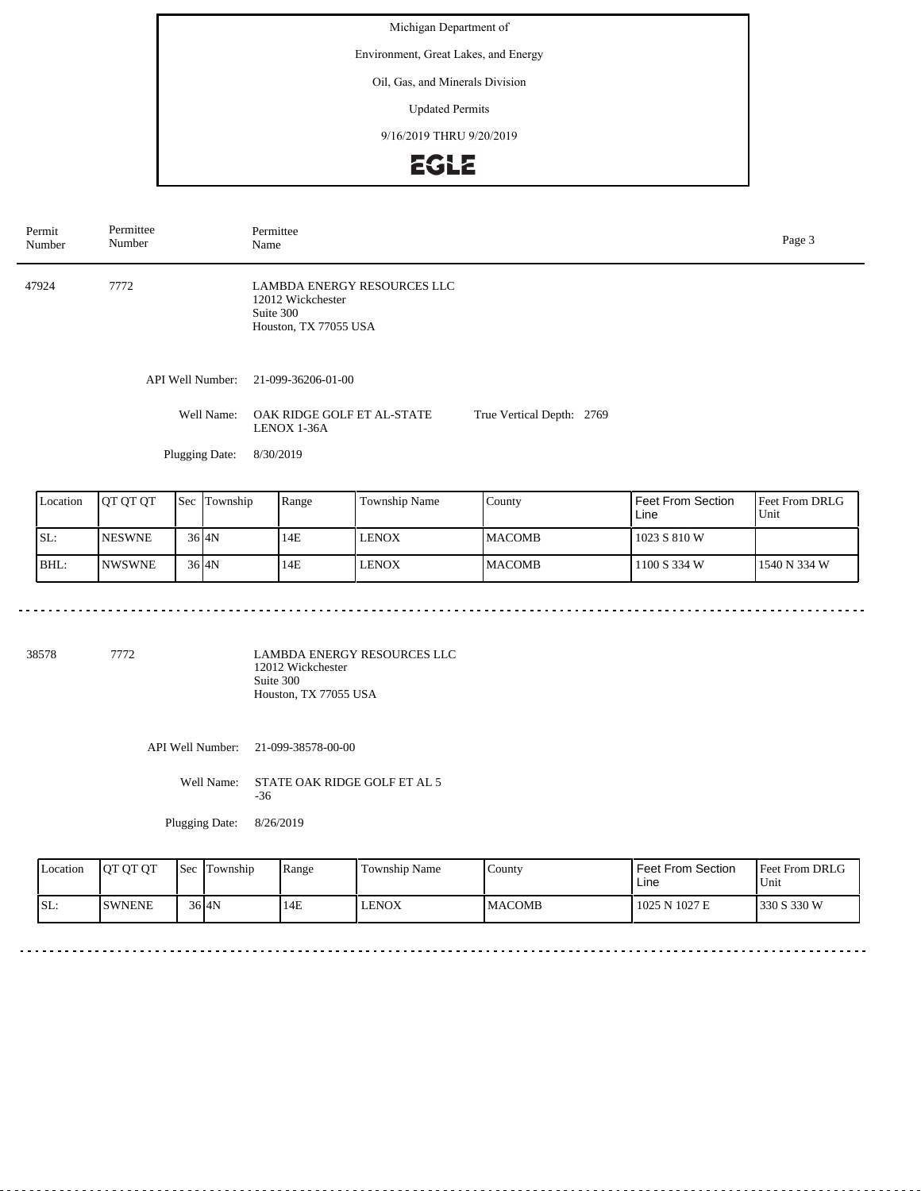Michigan Department of

Environment, Great Lakes, and Energy

Oil, Gas, and Minerals Division

Updated Permits

9/16/2019 THRU 9/20/2019

EGLE

| Permit Number | Permittee Number | Permittee Name |
|---|---|---|

47924 7772

LAMBDA ENERGY RESOURCES LLC
12012 Wickchester
Suite 300
Houston, TX 77055 USA

API Well Number: 21-099-36206-01-00

Well Name: OAK RIDGE GOLF ET AL-STATE LENOX 1-36A

True Vertical Depth: 2769

Plugging Date: 8/30/2019

| Location | QT QT QT | Sec | Township | Range | Township Name | County | Feet From Section Line | Feet From DRLG Unit |
|---|---|---|---|---|---|---|---|---|
| SL: | NESWNE | 36 | 4N | 14E | LENOX | MACOMB | 1023 S 810 W | |
| BHL: | NWSWNE | 36 | 4N | 14E | LENOX | MACOMB | 1100 S 334 W | 1540 N 334 W |

---

38578 7772

LAMBDA ENERGY RESOURCES LLC
12012 Wickchester
Suite 300
Houston, TX 77055 USA

API Well Number: 21-099-38578-00-00

Well Name: STATE OAK RIDGE GOLF ET AL 5 -36

Plugging Date: 8/26/2019

| Location | QT QT QT | Sec | Township | Range | Township Name | County | Feet From Section Line | Feet From DRLG Unit |
|---|---|---|---|---|---|---|---|---|
| SL: | SWNENE | 36 | 4N | 14E | LENOX | MACOMB | 1025 N 1027 E | 330 S 330 W |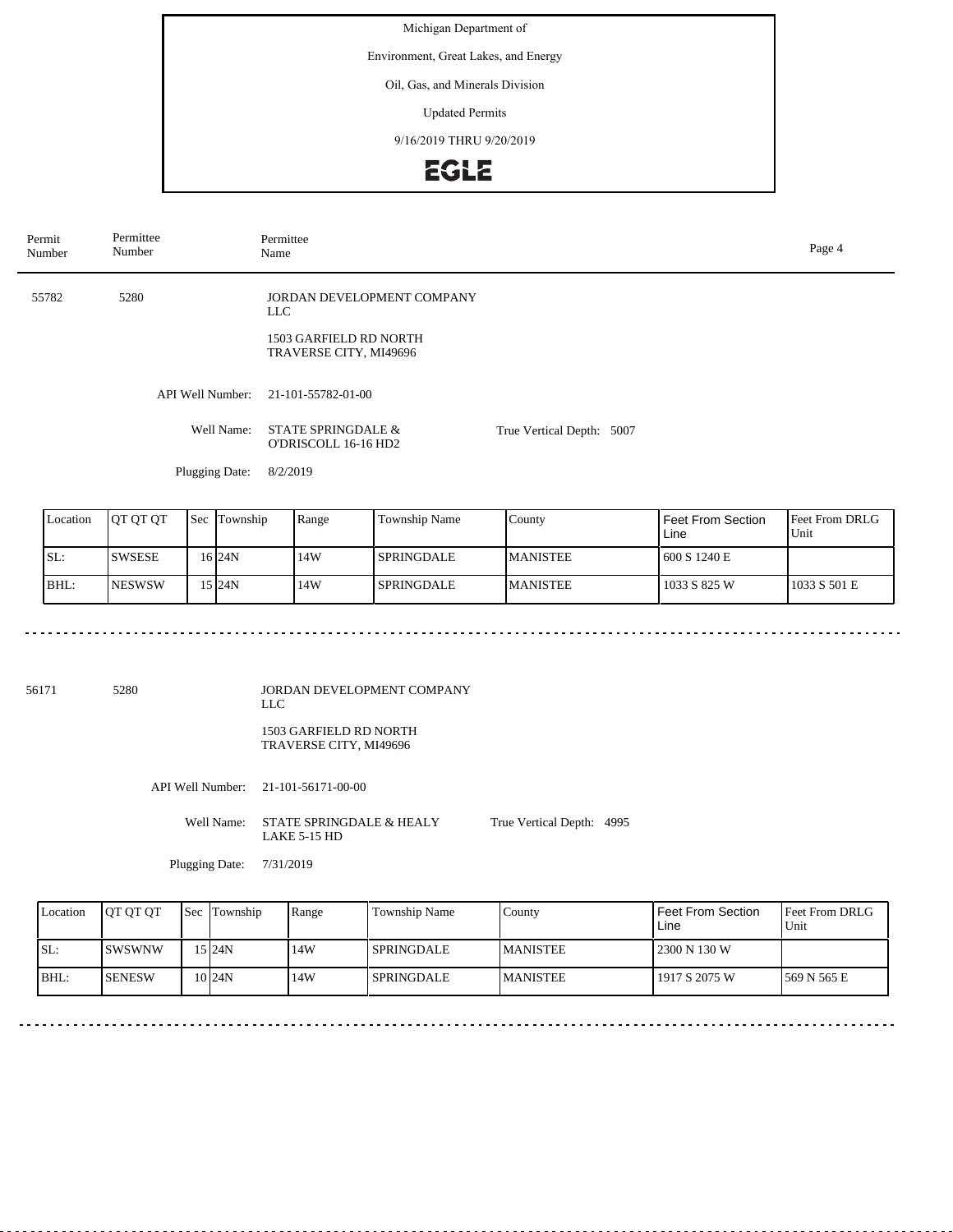Michigan Department of

Environment, Great Lakes, and Energy

Oil, Gas, and Minerals Division

Updated Permits

9/16/2019 THRU 9/20/2019

EGLE

| Permit Number | Permittee Number | Permittee Name |
|---|---|---|

55782 5280 JORDAN DEVELOPMENT COMPANY LLC

1503 GARFIELD RD NORTH
TRAVERSE CITY, MI49696

API Well Number: 21-101-55782-01-00

Well Name: STATE SPRINGDALE & O'DRISCOLL 16-16 HD2

True Vertical Depth: 5007

Plugging Date: 8/2/2019

| Location | QT QT QT | Sec | Township | Range | Township Name | County | Feet From Section Line | Feet From DRLG Unit |
|---|---|---|---|---|---|---|---|---|
| SL: | SWSESE | 16 | 24N | 14W | SPRINGDALE | MANISTEE | 600 S 1240 E | |
| BHL: | NESWSW | 15 | 24N | 14W | SPRINGDALE | MANISTEE | 1033 S 825 W | 1033 S 501 E |

---

56171 5280 JORDAN DEVELOPMENT COMPANY LLC

1503 GARFIELD RD NORTH
TRAVERSE CITY, MI49696

API Well Number: 21-101-56171-00-00

Well Name: STATE SPRINGDALE & HEALY LAKE 5-15 HD

True Vertical Depth: 4995

Plugging Date: 7/31/2019

| Location | QT QT QT | Sec | Township | Range | Township Name | County | Feet From Section Line | Feet From DRLG Unit |
|---|---|---|---|---|---|---|---|---|
| SL: | SWSWNW | 15 | 24N | 14W | SPRINGDALE | MANISTEE | 2300 N 130 W | |
| BHL: | SENESW | 10 | 24N | 14W | SPRINGDALE | MANISTEE | 1917 S 2075 W | 569 N 565 E |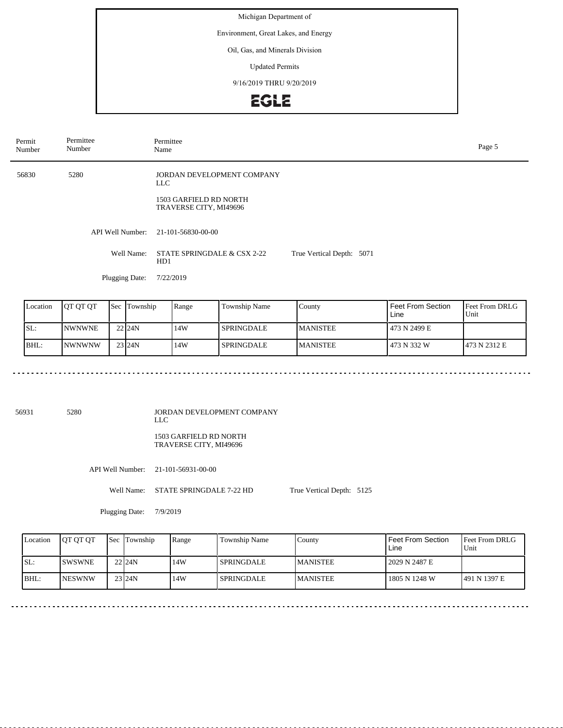Michigan Department of

Environment, Great Lakes, and Energy

Oil, Gas, and Minerals Division

Updated Permits

9/16/2019 THRU 9/20/2019

EGLE

| Permit Number | Permittee Number | Permittee Name |
|---|---|---|

56830 5280 JORDAN DEVELOPMENT COMPANY LLC

1503 GARFIELD RD NORTH
TRAVERSE CITY, MI49696

API Well Number: 21-101-56830-00-00

Well Name: STATE SPRINGDALE & CSX 2-22 HD1 True Vertical Depth: 5071

Plugging Date: 7/22/2019

| Location | QT QT QT | Sec | Township | Range | Township Name | County | Feet From Section Line | Feet From DRLG Unit |
|---|---|---|---|---|---|---|---|---|
| SL: | NWNWNE | 22 | 24N | 14W | SPRINGDALE | MANISTEE | 473 N 2499 E | |
| BHL: | NWNWNW | 23 | 24N | 14W | SPRINGDALE | MANISTEE | 473 N 332 W | 473 N 2312 E |

---

56931 5280 JORDAN DEVELOPMENT COMPANY LLC

1503 GARFIELD RD NORTH
TRAVERSE CITY, MI49696

API Well Number: 21-101-56931-00-00

Well Name: STATE SPRINGDALE 7-22 HD True Vertical Depth: 5125

Plugging Date: 7/9/2019

| Location | QT QT QT | Sec | Township | Range | Township Name | County | Feet From Section Line | Feet From DRLG Unit |
|---|---|---|---|---|---|---|---|---|
| SL: | SWSWNE | 22 | 24N | 14W | SPRINGDALE | MANISTEE | 2029 N 2487 E | |
| BHL: | NESWNW | 23 | 24N | 14W | SPRINGDALE | MANISTEE | 1805 N 1248 W | 491 N 1397 E |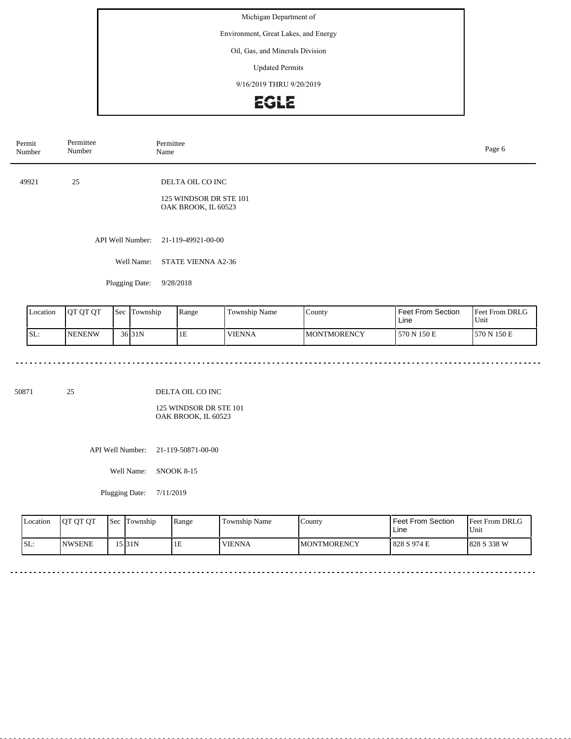Michigan Department of

Environment, Great Lakes, and Energy

Oil, Gas, and Minerals Division

Updated Permits

9/16/2019 THRU 9/20/2019

EGLE

| Permit Number | Permittee Number | Permittee Name |
|---|---|---|

49921 | 25 | DELTA OIL CO INC

125 WINDSOR DR STE 101
OAK BROOK, IL 60523

API Well Number: 21-119-49921-00-00

Well Name: STATE VIENNA A2-36

Plugging Date: 9/28/2018

| Location | QT QT QT | Sec | Township | Range | Township Name | County | Feet From Section Line | Feet From DRLG Unit |
|---|---|---|---|---|---|---|---|---|
| SL: | NENENW | 36 | 31N | 1E | VIENNA | MONTMORENCY | 570 N 150 E | 570 N 150 E |

50871 | 25 | DELTA OIL CO INC

125 WINDSOR DR STE 101
OAK BROOK, IL 60523

API Well Number: 21-119-50871-00-00

Well Name: SNOOK 8-15

Plugging Date: 7/11/2019

| Location | QT QT QT | Sec | Township | Range | Township Name | County | Feet From Section Line | Feet From DRLG Unit |
|---|---|---|---|---|---|---|---|---|
| SL: | NWSENE | 15 | 31N | 1E | VIENNA | MONTMORENCY | 828 S 974 E | 828 S 338 W |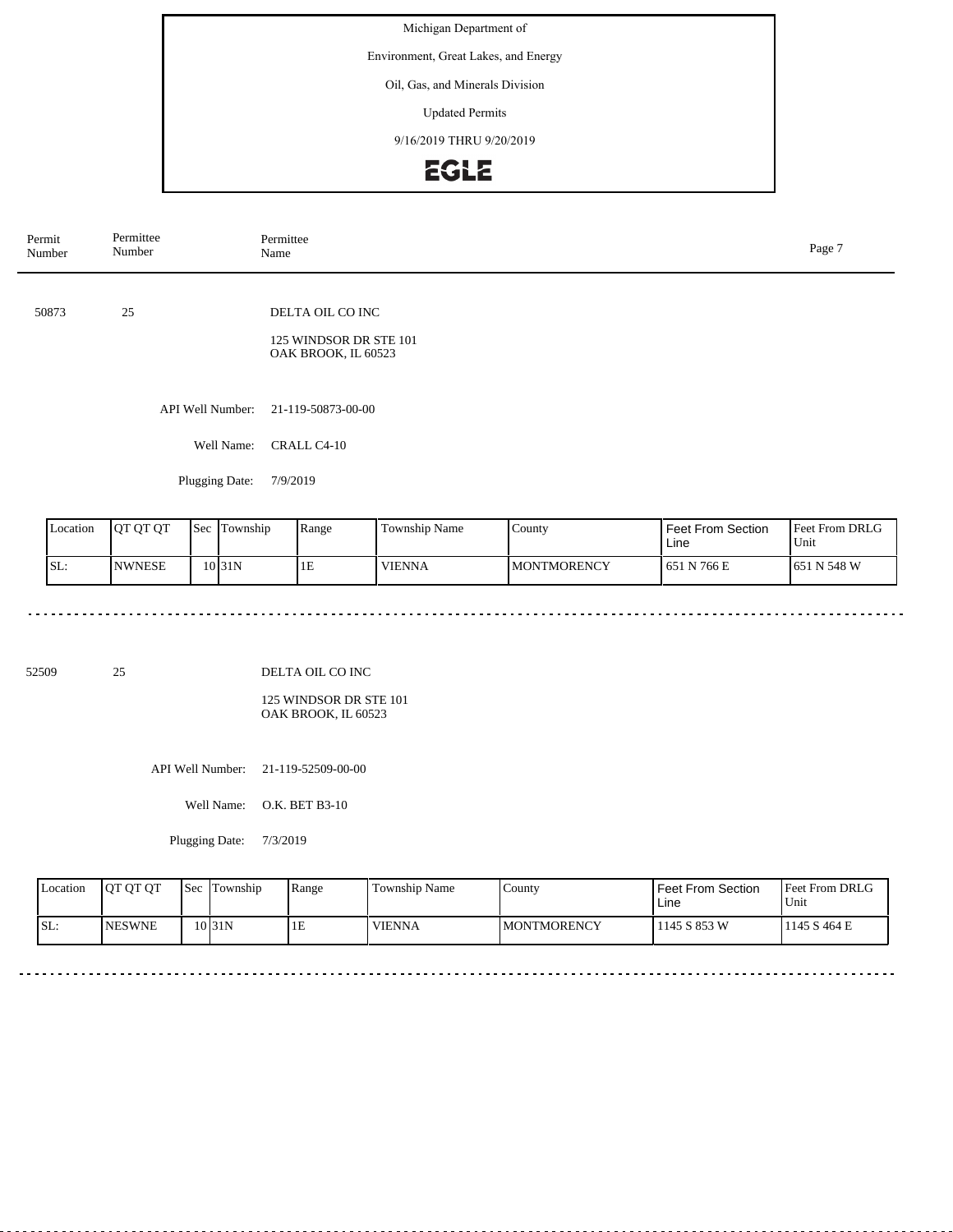Michigan Department of

Environment, Great Lakes, and Energy

Oil, Gas, and Minerals Division

Updated Permits

9/16/2019 THRU 9/20/2019

EGLE

| Permit Number | Permittee Number | Permittee Name |
|---|---|---|

50873 25 DELTA OIL CO INC

125 WINDSOR DR STE 101
OAK BROOK, IL 60523

API Well Number: 21-119-50873-00-00

Well Name: CRALL C4-10

Plugging Date: 7/9/2019

| Location | QT QT QT | Sec | Township | Range | Township Name | County | Feet From Section Line | Feet From DRLG Unit |
|---|---|---|---|---|---|---|---|---|
| SL: | NWNESE | 10 | 31N | 1E | VIENNA | MONTMORENCY | 651 N 766 E | 651 N 548 W |

52509 25 DELTA OIL CO INC

125 WINDSOR DR STE 101
OAK BROOK, IL 60523

API Well Number: 21-119-52509-00-00

Well Name: O.K. BET B3-10

Plugging Date: 7/3/2019

| Location | QT QT QT | Sec | Township | Range | Township Name | County | Feet From Section Line | Feet From DRLG Unit |
|---|---|---|---|---|---|---|---|---|
| SL: | NESWNE | 10 | 31N | 1E | VIENNA | MONTMORENCY | 1145 S 853 W | 1145 S 464 E |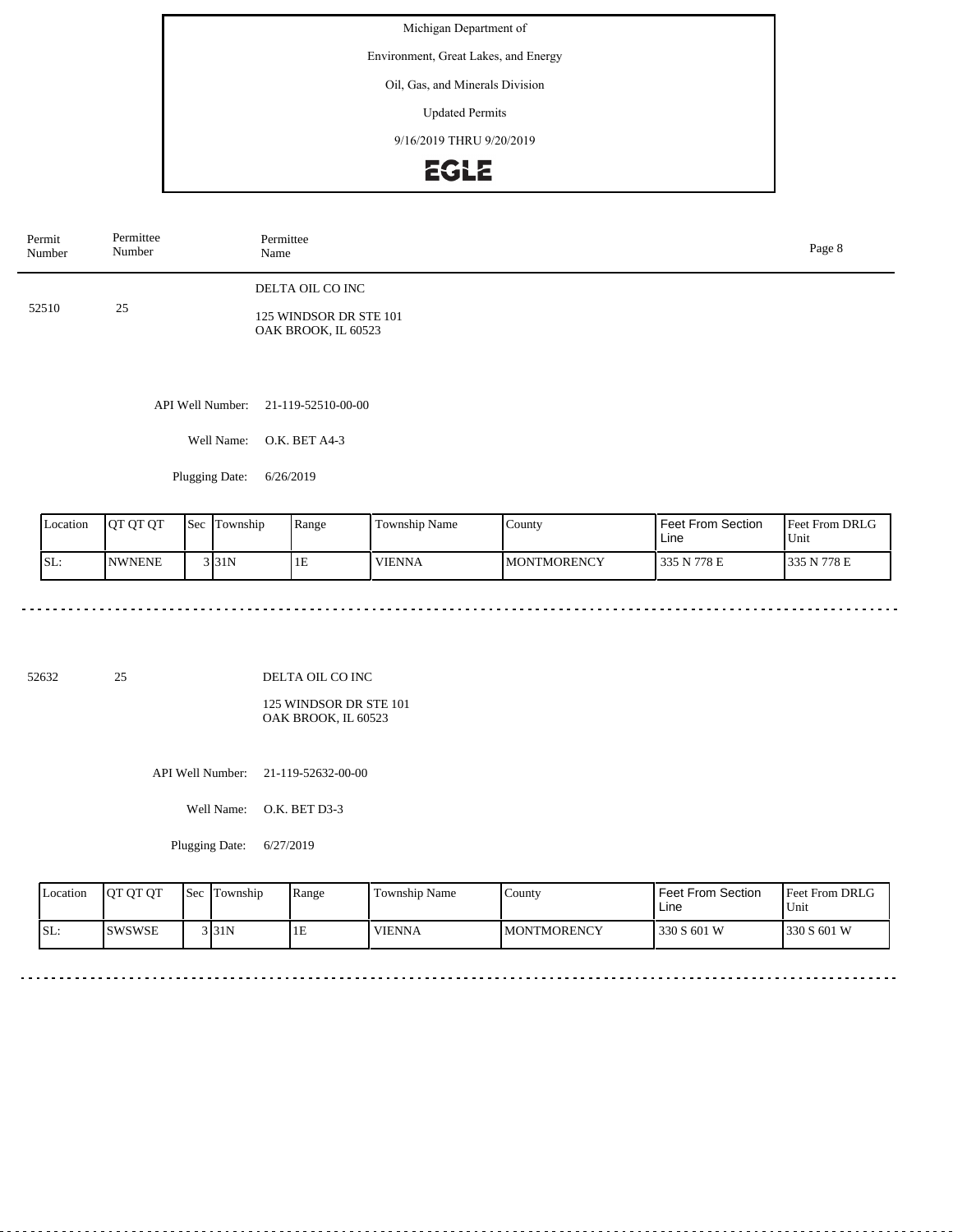Michigan Department of

Environment, Great Lakes, and Energy

Oil, Gas, and Minerals Division

Updated Permits

9/16/2019 THRU 9/20/2019

EGLE

| Permit Number | Permittee Number | Permittee Name |
|---|---|---|

52510 | 25 | DELTA OIL CO INC

125 WINDSOR DR STE 101
OAK BROOK, IL 60523

API Well Number: 21-119-52510-00-00

Well Name: O.K. BET A4-3

Plugging Date: 6/26/2019

| Location | QT QT QT | Sec | Township | Range | Township Name | County | Feet From Section Line | Feet From DRLG Unit |
|---|---|---|---|---|---|---|---|---|
| SL: | NWNENE | 3 | 31N | 1E | VIENNA | MONTMORENCY | 335 N 778 E | 335 N 778 E |

---

52632 | 25 | DELTA OIL CO INC

125 WINDSOR DR STE 101
OAK BROOK, IL 60523

API Well Number: 21-119-52632-00-00

Well Name: O.K. BET D3-3

Plugging Date: 6/27/2019

| Location | QT QT QT | Sec | Township | Range | Township Name | County | Feet From Section Line | Feet From DRLG Unit |
|---|---|---|---|---|---|---|---|---|
| SL: | SWSWSE | 3 | 31N | 1E | VIENNA | MONTMORENCY | 330 S 601 W | 330 S 601 W |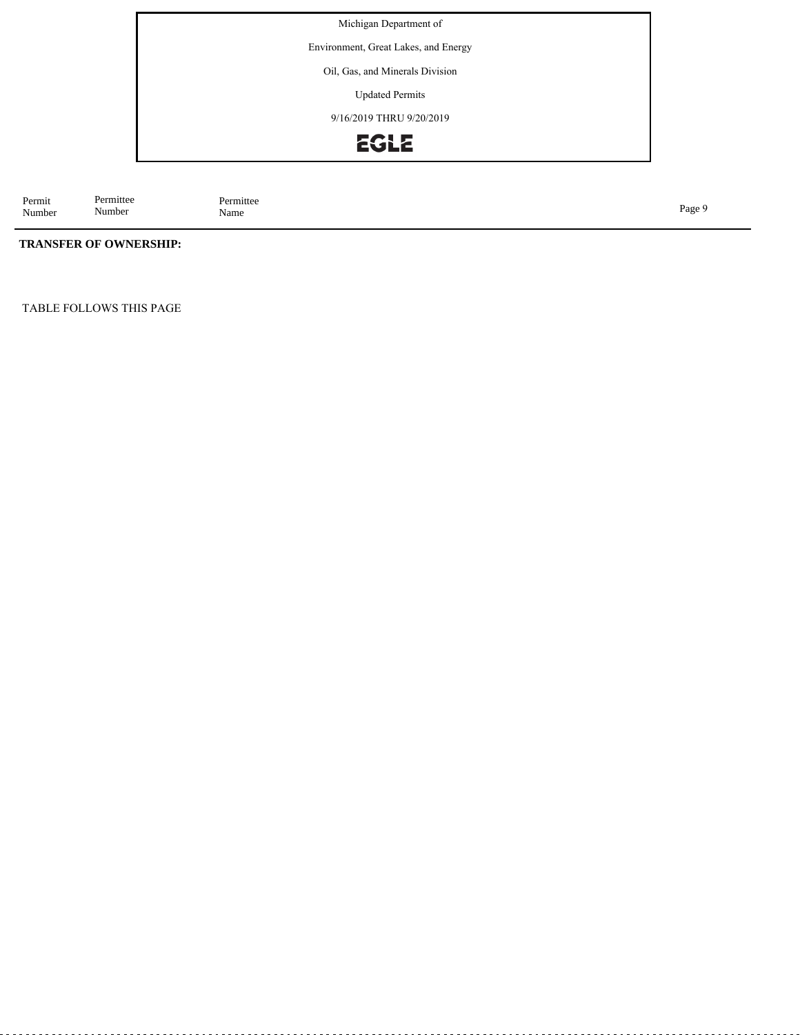Michigan Department of

Environment, Great Lakes, and Energy

Oil, Gas, and Minerals Division

Updated Permits

9/16/2019 THRU 9/20/2019

EGLE

| Permit Number | Permittee Number | Permittee Name |
|---|---|---|

**TRANSFER OF OWNERSHIP:**

TABLE FOLLOWS THIS PAGE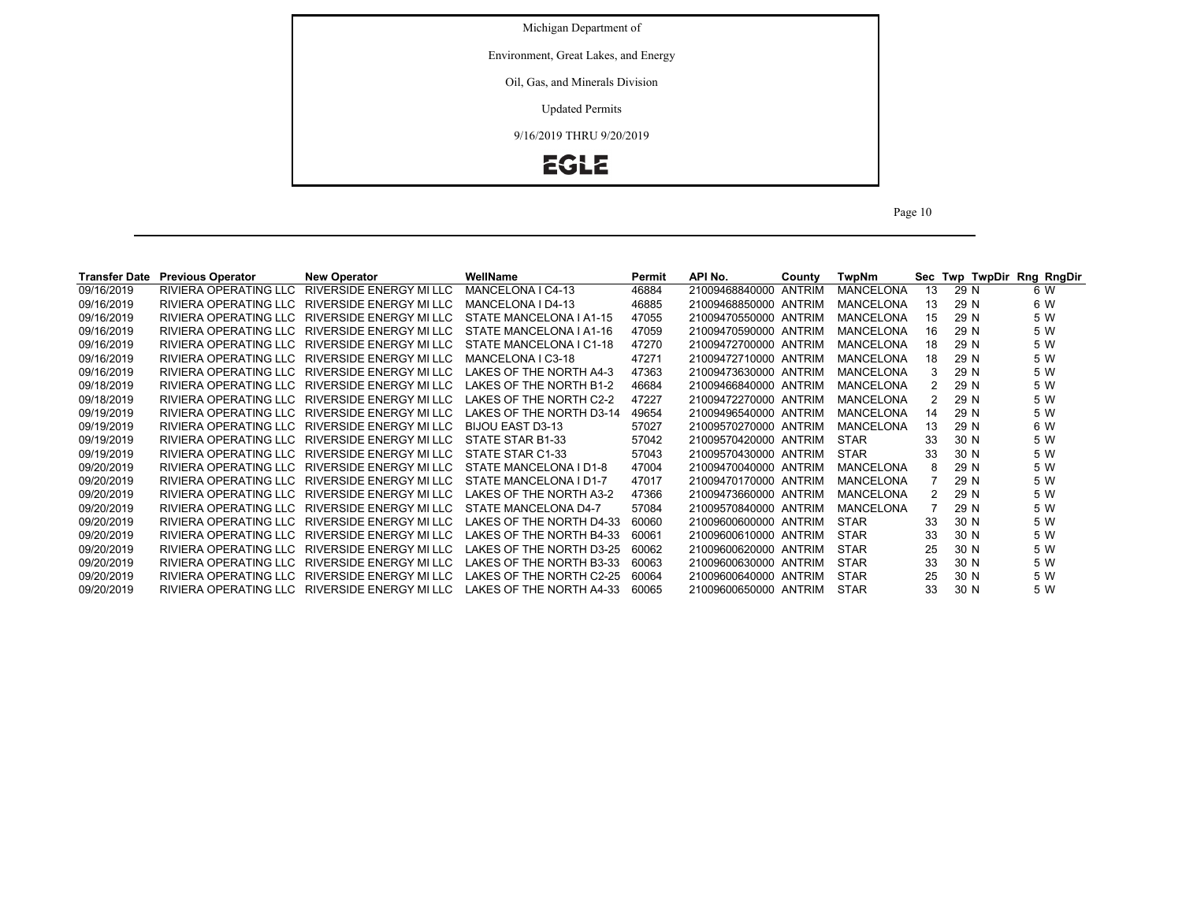| Transfer Date | Previous Operator | New Operator | WellName | Permit | API No. | County | TwpNm | Sec | Twp | TwpDir | Rng | RngDir |
|---|---|---|---|---|---|---|---|---|---|---|---|---|
| 09/16/2019 | RIVIERA OPERATING LLC | RIVERSIDE ENERGY MI LLC | MANCELONA I C4-13 | 46884 | 21009468840000 | ANTRIM | MANCELONA | 13 | 29 | N | 6 | W |
| 09/16/2019 | RIVIERA OPERATING LLC | RIVERSIDE ENERGY MI LLC | MANCELONA I D4-13 | 46885 | 21009468850000 | ANTRIM | MANCELONA | 13 | 29 | N | 6 | W |
| 09/16/2019 | RIVIERA OPERATING LLC | RIVERSIDE ENERGY MI LLC | STATE MANCELONA I A1-15 | 47055 | 21009470550000 | ANTRIM | MANCELONA | 15 | 29 | N | 5 | W |
| 09/16/2019 | RIVIERA OPERATING LLC | RIVERSIDE ENERGY MI LLC | STATE MANCELONA I A1-16 | 47059 | 21009470590000 | ANTRIM | MANCELONA | 16 | 29 | N | 5 | W |
| 09/16/2019 | RIVIERA OPERATING LLC | RIVERSIDE ENERGY MI LLC | STATE MANCELONA I C1-18 | 47270 | 21009472700000 | ANTRIM | MANCELONA | 18 | 29 | N | 5 | W |
| 09/16/2019 | RIVIERA OPERATING LLC | RIVERSIDE ENERGY MI LLC | MANCELONA I C3-18 | 47271 | 21009472710000 | ANTRIM | MANCELONA | 18 | 29 | N | 5 | W |
| 09/16/2019 | RIVIERA OPERATING LLC | RIVERSIDE ENERGY MI LLC | LAKES OF THE NORTH A4-3 | 47363 | 21009473630000 | ANTRIM | MANCELONA | 3 | 29 | N | 5 | W |
| 09/18/2019 | RIVIERA OPERATING LLC | RIVERSIDE ENERGY MI LLC | LAKES OF THE NORTH B1-2 | 46684 | 21009466840000 | ANTRIM | MANCELONA | 2 | 29 | N | 5 | W |
| 09/18/2019 | RIVIERA OPERATING LLC | RIVERSIDE ENERGY MI LLC | LAKES OF THE NORTH C2-2 | 47227 | 21009472270000 | ANTRIM | MANCELONA | 2 | 29 | N | 5 | W |
| 09/19/2019 | RIVIERA OPERATING LLC | RIVERSIDE ENERGY MI LLC | LAKES OF THE NORTH D3-14 | 49654 | 21009496540000 | ANTRIM | MANCELONA | 14 | 29 | N | 5 | W |
| 09/19/2019 | RIVIERA OPERATING LLC | RIVERSIDE ENERGY MI LLC | BIJOU EAST D3-13 | 57027 | 21009570270000 | ANTRIM | MANCELONA | 13 | 29 | N | 6 | W |
| 09/19/2019 | RIVIERA OPERATING LLC | RIVERSIDE ENERGY MI LLC | STATE STAR B1-33 | 57042 | 21009570420000 | ANTRIM | STAR | 33 | 30 | N | 5 | W |
| 09/19/2019 | RIVIERA OPERATING LLC | RIVERSIDE ENERGY MI LLC | STATE STAR C1-33 | 57043 | 21009570430000 | ANTRIM | STAR | 33 | 30 | N | 5 | W |
| 09/20/2019 | RIVIERA OPERATING LLC | RIVERSIDE ENERGY MI LLC | STATE MANCELONA I D1-8 | 47004 | 21009470040000 | ANTRIM | MANCELONA | 8 | 29 | N | 5 | W |
| 09/20/2019 | RIVIERA OPERATING LLC | RIVERSIDE ENERGY MI LLC | STATE MANCELONA I D1-7 | 47017 | 21009470170000 | ANTRIM | MANCELONA | 7 | 29 | N | 5 | W |
| 09/20/2019 | RIVIERA OPERATING LLC | RIVERSIDE ENERGY MI LLC | LAKES OF THE NORTH A3-2 | 47366 | 21009473660000 | ANTRIM | MANCELONA | 2 | 29 | N | 5 | W |
| 09/20/2019 | RIVIERA OPERATING LLC | RIVERSIDE ENERGY MI LLC | STATE MANCELONA D4-7 | 57084 | 21009570840000 | ANTRIM | MANCELONA | 7 | 29 | N | 5 | W |
| 09/20/2019 | RIVIERA OPERATING LLC | RIVERSIDE ENERGY MI LLC | LAKES OF THE NORTH D4-33 | 60060 | 21009600600000 | ANTRIM | STAR | 33 | 30 | N | 5 | W |
| 09/20/2019 | RIVIERA OPERATING LLC | RIVERSIDE ENERGY MI LLC | LAKES OF THE NORTH B4-33 | 60061 | 21009600610000 | ANTRIM | STAR | 33 | 30 | N | 5 | W |
| 09/20/2019 | RIVIERA OPERATING LLC | RIVERSIDE ENERGY MI LLC | LAKES OF THE NORTH D3-25 | 60062 | 21009600620000 | ANTRIM | STAR | 25 | 30 | N | 5 | W |
| 09/20/2019 | RIVIERA OPERATING LLC | RIVERSIDE ENERGY MI LLC | LAKES OF THE NORTH B3-33 | 60063 | 21009600630000 | ANTRIM | STAR | 33 | 30 | N | 5 | W |
| 09/20/2019 | RIVIERA OPERATING LLC | RIVERSIDE ENERGY MI LLC | LAKES OF THE NORTH C2-25 | 60064 | 21009600640000 | ANTRIM | STAR | 25 | 30 | N | 5 | W |
| 09/20/2019 | RIVIERA OPERATING LLC | RIVERSIDE ENERGY MI LLC | LAKES OF THE NORTH A4-33 | 60065 | 21009600650000 | ANTRIM | STAR | 33 | 30 | N | 5 | W |